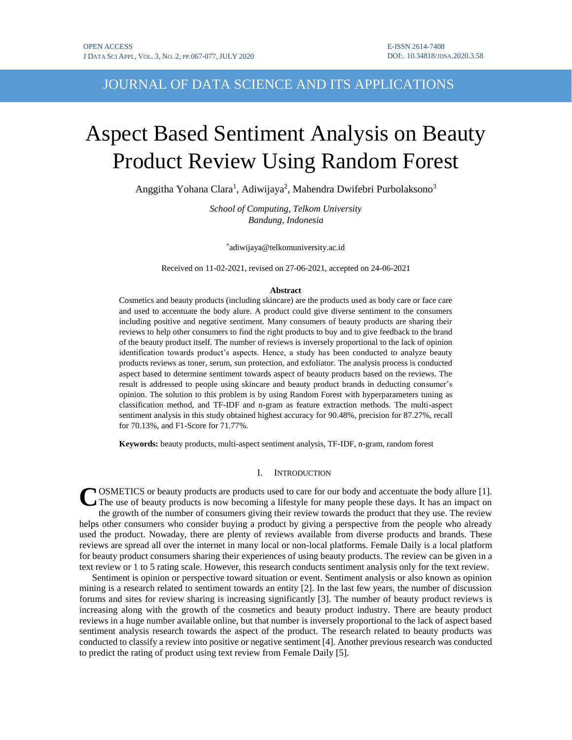# JOURNAL OF DATA SCIENCE AND ITS APPLICATIONS

# Aspect Based Sentiment Analysis on Beauty Product Review Using Random Forest

Anggitha Yohana Clara[1], Adiwijaya[2], Mahendra Dwifebri Purbolaksono[3]

*School of Computing, Telkom University*
*Bandung, Indonesia*

*adiwijaya@telkomuniversity.ac.id

Received on 11-02-2021, revised on 27-06-2021, accepted on 24-06-2021

**Abstract**

Cosmetics and beauty products (including skincare) are the products used as body care or face care and used to accentuate the body alure. A product could give diverse sentiment to the consumers including positive and negative sentiment. Many consumers of beauty products are sharing their reviews to help other consumers to find the right products to buy and to give feedback to the brand of the beauty product itself. The number of reviews is inversely proportional to the lack of opinion identification towards product's aspects. Hence, a study has been conducted to analyze beauty products reviews as toner, serum, sun protection, and exfoliator. The analysis process is conducted aspect based to determine sentiment towards aspect of beauty products based on the reviews. The result is addressed to people using skincare and beauty product brands in deducting consumer's opinion. The solution to this problem is by using Random Forest with hyperparameters tuning as classification method, and TF-IDF and n-gram as feature extraction methods. The multi-aspect sentiment analysis in this study obtained highest accuracy for 90.48%, precision for 87.27%, recall for 70.13%, and F1-Score for 71.77%.

**Keywords:** beauty products, multi-aspect sentiment analysis, TF-IDF, n-gram, random forest

## I. Introduction

COSMETICS or beauty products are products used to care for our body and accentuate the body allure [1]. The use of beauty products is now becoming a lifestyle for many people these days. It has an impact on the growth of the number of consumers giving their review towards the product that they use. The review helps other consumers who consider buying a product by giving a perspective from the people who already used the product. Nowaday, there are plenty of reviews available from diverse products and brands. These reviews are spread all over the internet in many local or non-local platforms. Female Daily is a local platform for beauty product consumers sharing their experiences of using beauty products. The review can be given in a text review or 1 to 5 rating scale. However, this research conducts sentiment analysis only for the text review.

Sentiment is opinion or perspective toward situation or event. Sentiment analysis or also known as opinion mining is a research related to sentiment towards an entity [2]. In the last few years, the number of discussion forums and sites for review sharing is increasing significantly [3]. The number of beauty product reviews is increasing along with the growth of the cosmetics and beauty product industry. There are beauty product reviews in a huge number available online, but that number is inversely proportional to the lack of aspect based sentiment analysis research towards the aspect of the product. The research related to beauty products was conducted to classify a review into positive or negative sentiment [4]. Another previous research was conducted to predict the rating of product using text review from Female Daily [5].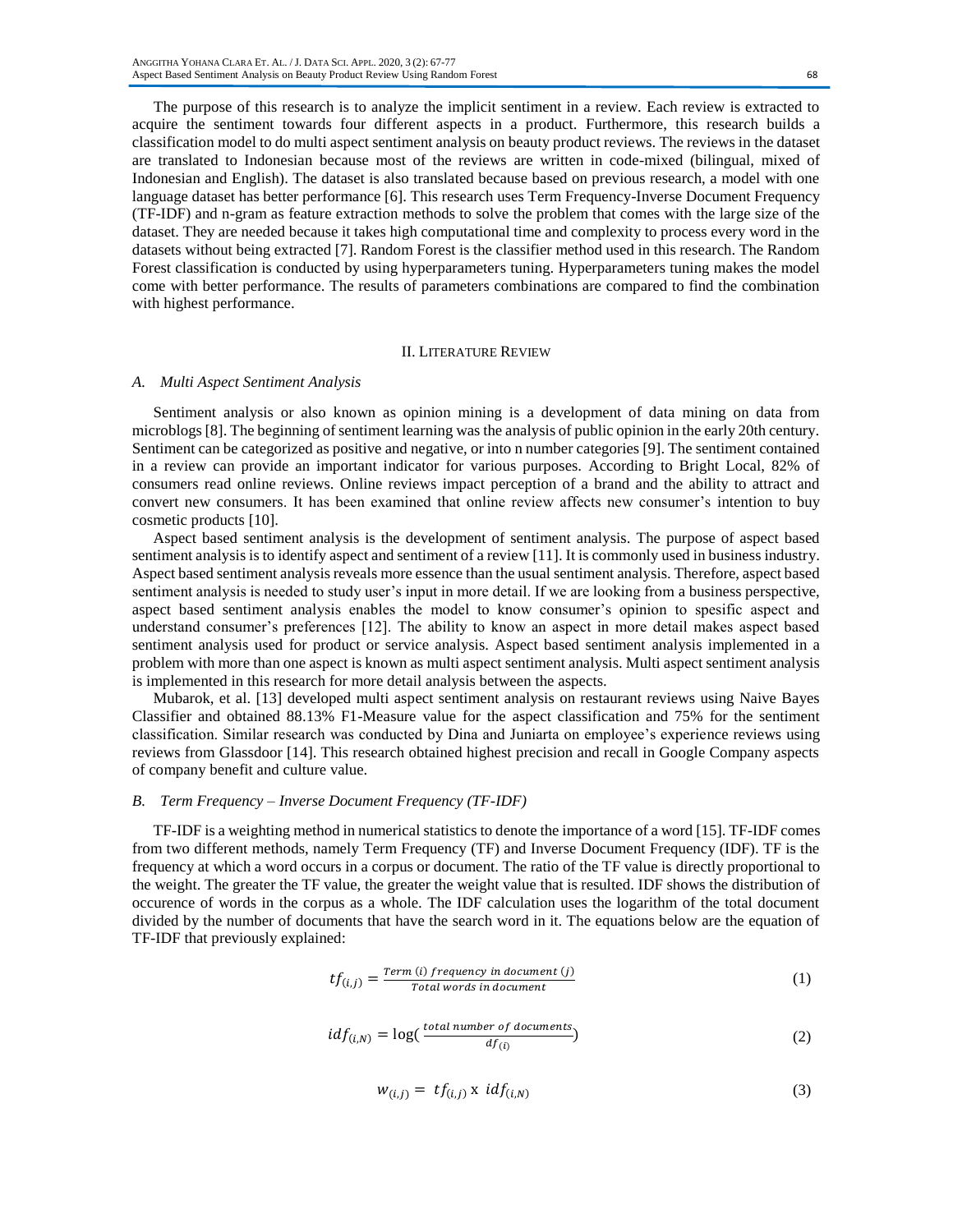The purpose of this research is to analyze the implicit sentiment in a review. Each review is extracted to acquire the sentiment towards four different aspects in a product. Furthermore, this research builds a classification model to do multi aspect sentiment analysis on beauty product reviews. The reviews in the dataset are translated to Indonesian because most of the reviews are written in code-mixed (bilingual, mixed of Indonesian and English). The dataset is also translated because based on previous research, a model with one language dataset has better performance [6]. This research uses Term Frequency-Inverse Document Frequency (TF-IDF) and n-gram as feature extraction methods to solve the problem that comes with the large size of the dataset. They are needed because it takes high computational time and complexity to process every word in the datasets without being extracted [7]. Random Forest is the classifier method used in this research. The Random Forest classification is conducted by using hyperparameters tuning. Hyperparameters tuning makes the model come with better performance. The results of parameters combinations are compared to find the combination with highest performance.

## II. Literature Review

### A. Multi Aspect Sentiment Analysis

Sentiment analysis or also known as opinion mining is a development of data mining on data from microblogs [8]. The beginning of sentiment learning was the analysis of public opinion in the early 20th century. Sentiment can be categorized as positive and negative, or into n number categories [9]. The sentiment contained in a review can provide an important indicator for various purposes. According to Bright Local, 82% of consumers read online reviews. Online reviews impact perception of a brand and the ability to attract and convert new consumers. It has been examined that online review affects new consumer's intention to buy cosmetic products [10].

Aspect based sentiment analysis is the development of sentiment analysis. The purpose of aspect based sentiment analysis is to identify aspect and sentiment of a review [11]. It is commonly used in business industry. Aspect based sentiment analysis reveals more essence than the usual sentiment analysis. Therefore, aspect based sentiment analysis is needed to study user's input in more detail. If we are looking from a business perspective, aspect based sentiment analysis enables the model to know consumer's opinion to spesific aspect and understand consumer's preferences [12]. The ability to know an aspect in more detail makes aspect based sentiment analysis used for product or service analysis. Aspect based sentiment analysis implemented in a problem with more than one aspect is known as multi aspect sentiment analysis. Multi aspect sentiment analysis is implemented in this research for more detail analysis between the aspects.

Mubarok, et al. [13] developed multi aspect sentiment analysis on restaurant reviews using Naive Bayes Classifier and obtained 88.13% F1-Measure value for the aspect classification and 75% for the sentiment classification. Similar research was conducted by Dina and Juniarta on employee's experience reviews using reviews from Glassdoor [14]. This research obtained highest precision and recall in Google Company aspects of company benefit and culture value.

### B. Term Frequency – Inverse Document Frequency (TF-IDF)

TF-IDF is a weighting method in numerical statistics to denote the importance of a word [15]. TF-IDF comes from two different methods, namely Term Frequency (TF) and Inverse Document Frequency (IDF). TF is the frequency at which a word occurs in a corpus or document. The ratio of the TF value is directly proportional to the weight. The greater the TF value, the greater the weight value that is resulted. IDF shows the distribution of occurence of words in the corpus as a whole. The IDF calculation uses the logarithm of the total document divided by the number of documents that have the search word in it. The equations below are the equation of TF-IDF that previously explained:

$$tf_{(i,j)} = \frac{Term\ (i)\ frequency\ in\ document\ (j)}{Total\ words\ in\ document} \tag{1}$$

$$idf_{(i,N)} = \log\left(\frac{total\ number\ of\ documents}{df_{(i)}}\right) \tag{2}$$

$$w_{(i,j)} = tf_{(i,j)} \times idf_{(i,N)} \tag{3}$$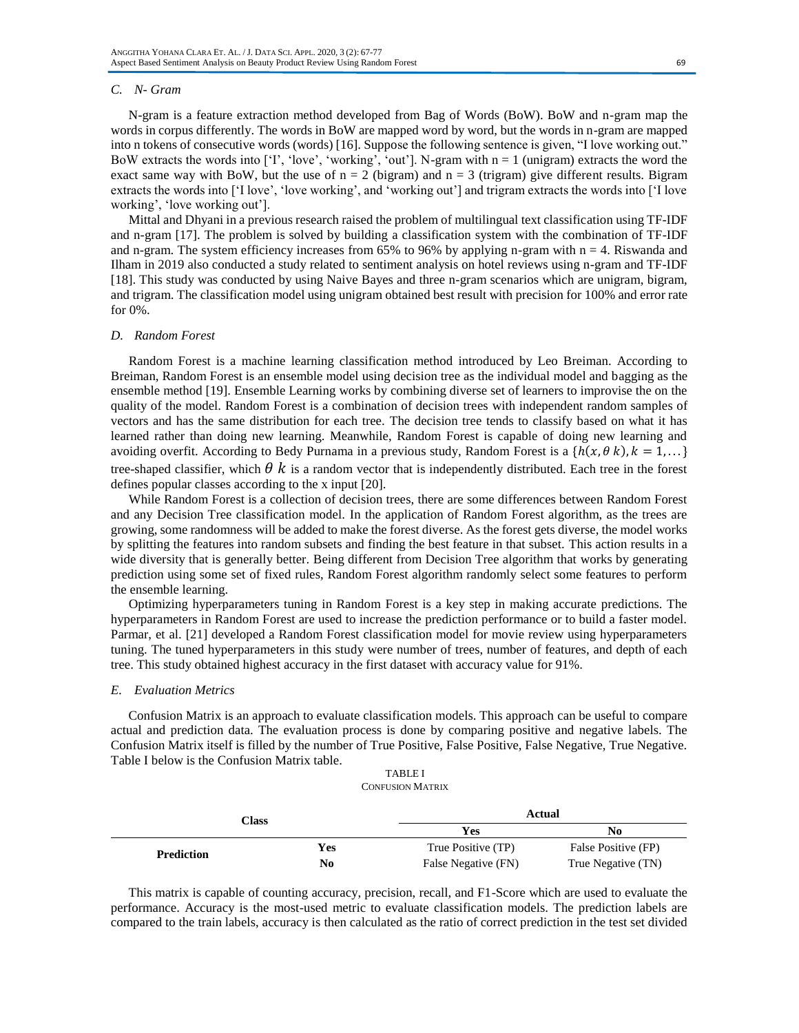### C. N- Gram

N-gram is a feature extraction method developed from Bag of Words (BoW). BoW and n-gram map the words in corpus differently. The words in BoW are mapped word by word, but the words in n-gram are mapped into n tokens of consecutive words (words) [16]. Suppose the following sentence is given, "I love working out." BoW extracts the words into ['I', 'love', 'working', 'out']. N-gram with n = 1 (unigram) extracts the word the exact same way with BoW, but the use of n = 2 (bigram) and n = 3 (trigram) give different results. Bigram extracts the words into ['I love', 'love working', and 'working out'] and trigram extracts the words into ['I love working', 'love working out'].

Mittal and Dhyani in a previous research raised the problem of multilingual text classification using TF-IDF and n-gram [17]. The problem is solved by building a classification system with the combination of TF-IDF and n-gram. The system efficiency increases from 65% to 96% by applying n-gram with n = 4. Riswanda and Ilham in 2019 also conducted a study related to sentiment analysis on hotel reviews using n-gram and TF-IDF [18]. This study was conducted by using Naive Bayes and three n-gram scenarios which are unigram, bigram, and trigram. The classification model using unigram obtained best result with precision for 100% and error rate for 0%.

### D. Random Forest

Random Forest is a machine learning classification method introduced by Leo Breiman. According to Breiman, Random Forest is an ensemble model using decision tree as the individual model and bagging as the ensemble method [19]. Ensemble Learning works by combining diverse set of learners to improvise the on the quality of the model. Random Forest is a combination of decision trees with independent random samples of vectors and has the same distribution for each tree. The decision tree tends to classify based on what it has learned rather than doing new learning. Meanwhile, Random Forest is capable of doing new learning and avoiding overfit. According to Bedy Purnama in a previous study, Random Forest is a $\{h(x, \theta\ k), k = 1, \ldots\}$ tree-shaped classifier, which $\theta\ k$ is a random vector that is independently distributed. Each tree in the forest defines popular classes according to the x input [20].

While Random Forest is a collection of decision trees, there are some differences between Random Forest and any Decision Tree classification model. In the application of Random Forest algorithm, as the trees are growing, some randomness will be added to make the forest diverse. As the forest gets diverse, the model works by splitting the features into random subsets and finding the best feature in that subset. This action results in a wide diversity that is generally better. Being different from Decision Tree algorithm that works by generating prediction using some set of fixed rules, Random Forest algorithm randomly select some features to perform the ensemble learning.

Optimizing hyperparameters tuning in Random Forest is a key step in making accurate predictions. The hyperparameters in Random Forest are used to increase the prediction performance or to build a faster model. Parmar, et al. [21] developed a Random Forest classification model for movie review using hyperparameters tuning. The tuned hyperparameters in this study were number of trees, number of features, and depth of each tree. This study obtained highest accuracy in the first dataset with accuracy value for 91%.

### E. Evaluation Metrics

Confusion Matrix is an approach to evaluate classification models. This approach can be useful to compare actual and prediction data. The evaluation process is done by comparing positive and negative labels. The Confusion Matrix itself is filled by the number of True Positive, False Positive, False Negative, True Negative. Table I below is the Confusion Matrix table.

TABLE I
CONFUSION MATRIX

| Class | | Actual | |
|---|---|---|---|
| | | **Yes** | **No** |
| **Prediction** | **Yes** | True Positive (TP) | False Positive (FP) |
| | **No** | False Negative (FN) | True Negative (TN) |

This matrix is capable of counting accuracy, precision, recall, and F1-Score which are used to evaluate the performance. Accuracy is the most-used metric to evaluate classification models. The prediction labels are compared to the train labels, accuracy is then calculated as the ratio of correct prediction in the test set divided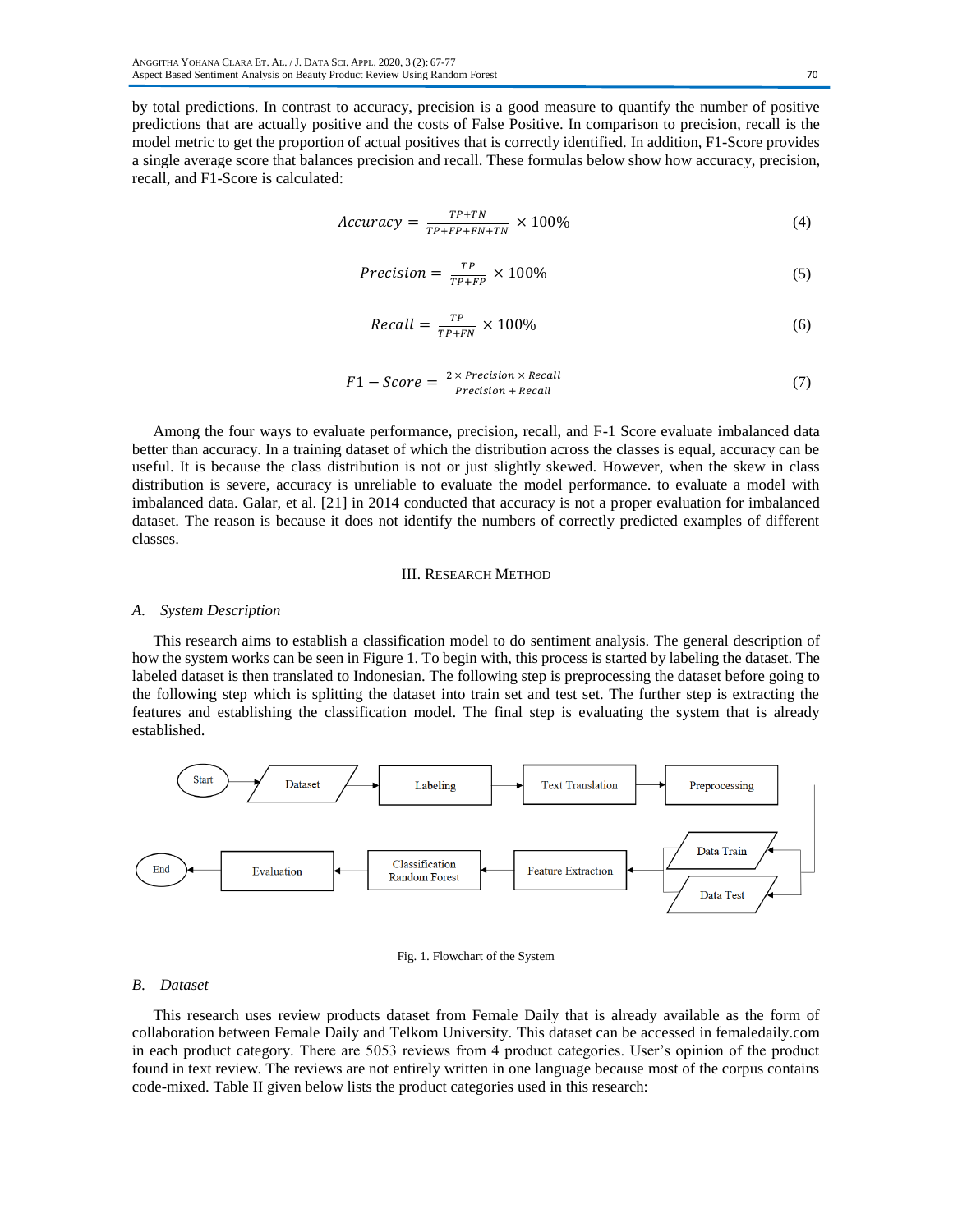by total predictions. In contrast to accuracy, precision is a good measure to quantify the number of positive predictions that are actually positive and the costs of False Positive. In comparison to precision, recall is the model metric to get the proportion of actual positives that is correctly identified. In addition, F1-Score provides a single average score that balances precision and recall. These formulas below show how accuracy, precision, recall, and F1-Score is calculated:

$$Accuracy = \frac{TP+TN}{TP+FP+FN+TN} \times 100\% \tag{4}$$

$$Precision = \frac{TP}{TP+FP} \times 100\% \tag{5}$$

$$Recall = \frac{TP}{TP+FN} \times 100\% \tag{6}$$

$$F1-Score = \frac{2 \times Precision \times Recall}{Precision + Recall} \tag{7}$$

Among the four ways to evaluate performance, precision, recall, and F-1 Score evaluate imbalanced data better than accuracy. In a training dataset of which the distribution across the classes is equal, accuracy can be useful. It is because the class distribution is not or just slightly skewed. However, when the skew in class distribution is severe, accuracy is unreliable to evaluate the model performance. to evaluate a model with imbalanced data. Galar, et al. [21] in 2014 conducted that accuracy is not a proper evaluation for imbalanced dataset. The reason is because it does not identify the numbers of correctly predicted examples of different classes.

## III. Research Method

### A. System Description

This research aims to establish a classification model to do sentiment analysis. The general description of how the system works can be seen in Figure 1. To begin with, this process is started by labeling the dataset. The labeled dataset is then translated to Indonesian. The following step is preprocessing the dataset before going to the following step which is splitting the dataset into train set and test set. The further step is extracting the features and establishing the classification model. The final step is evaluating the system that is already established.

Start → Dataset → Labeling → Text Translation → Preprocessing → Data Train / Data Test → Feature Extraction → Classification Random Forest → Evaluation → End

Fig. 1. Flowchart of the System

### B. Dataset

This research uses review products dataset from Female Daily that is already available as the form of collaboration between Female Daily and Telkom University. This dataset can be accessed in femaledaily.com in each product category. There are 5053 reviews from 4 product categories. User's opinion of the product found in text review. The reviews are not entirely written in one language because most of the corpus contains code-mixed. Table II given below lists the product categories used in this research: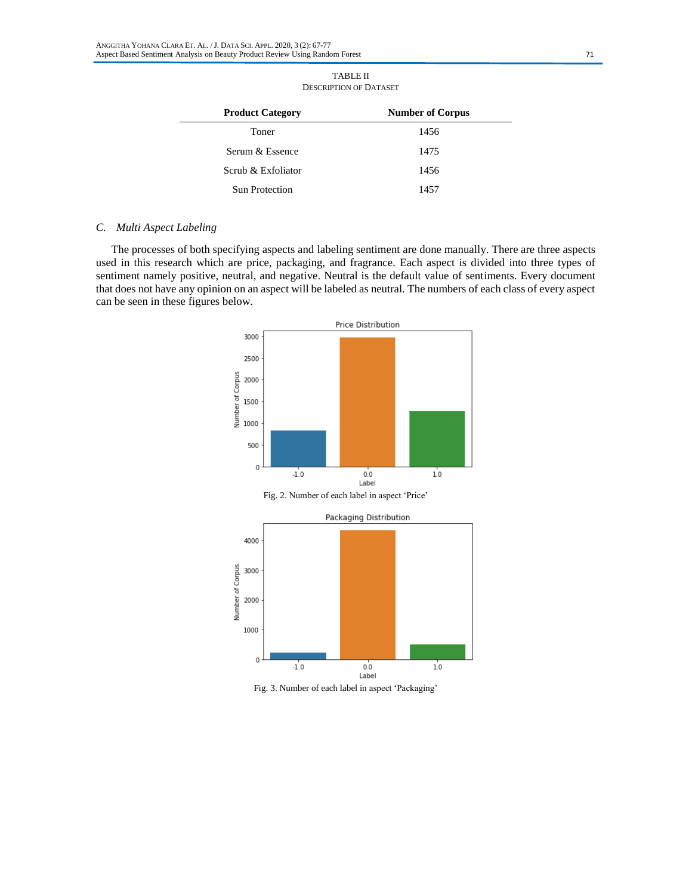TABLE II
DESCRIPTION OF DATASET

| Product Category | Number of Corpus |
|---|---|
| Toner | 1456 |
| Serum & Essence | 1475 |
| Scrub & Exfoliator | 1456 |
| Sun Protection | 1457 |

### C. *Multi Aspect Labeling*

The processes of both specifying aspects and labeling sentiment are done manually. There are three aspects used in this research which are price, packaging, and fragrance. Each aspect is divided into three types of sentiment namely positive, neutral, and negative. Neutral is the default value of sentiments. Every document that does not have any opinion on an aspect will be labeled as neutral. The numbers of each class of every aspect can be seen in these figures below.

Fig. 2. Number of each label in aspect 'Price'

Fig. 3. Number of each label in aspect 'Packaging'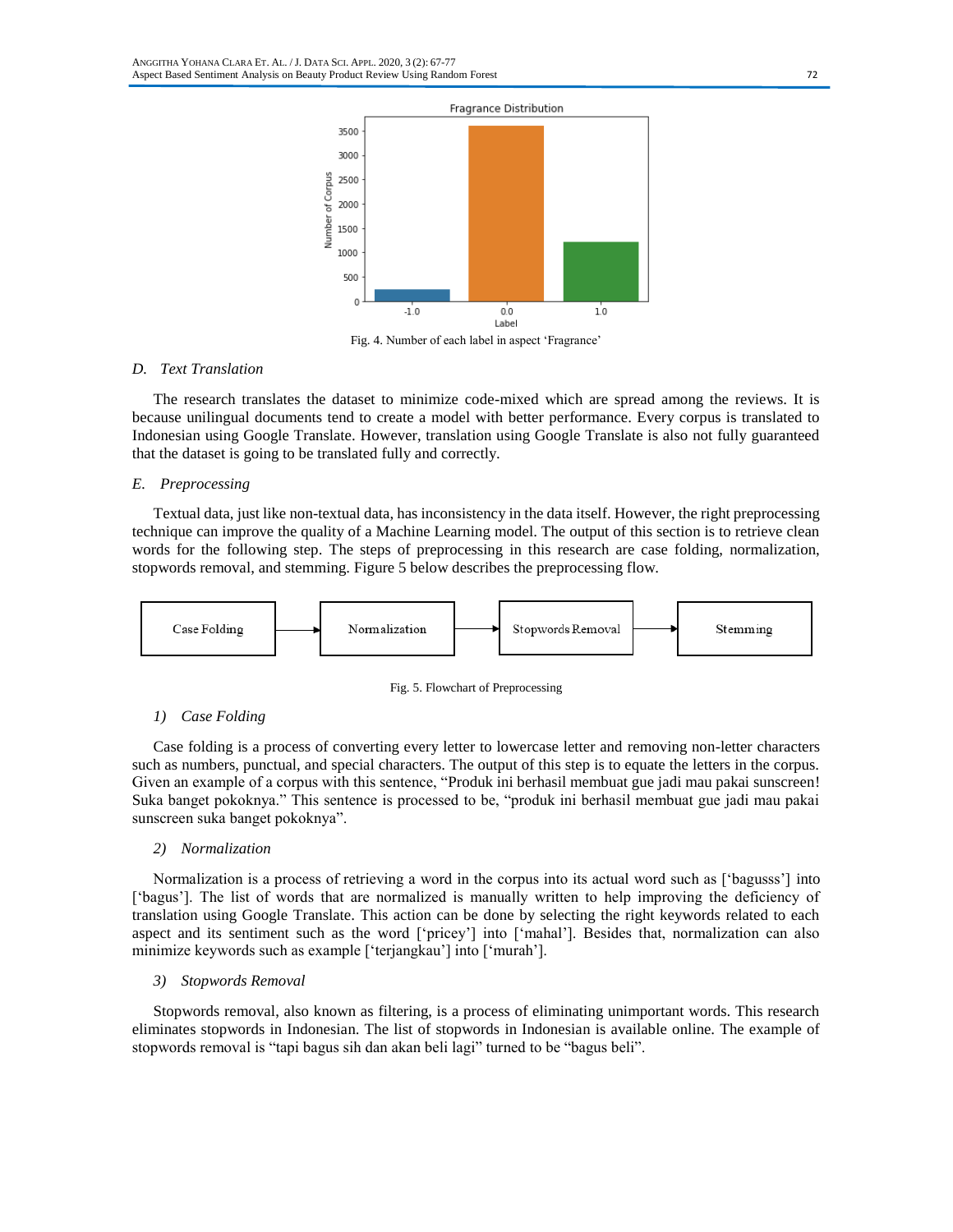Fig. 4. Number of each label in aspect ‘Fragrance’

### D. Text Translation

The research translates the dataset to minimize code-mixed which are spread among the reviews. It is because unilingual documents tend to create a model with better performance. Every corpus is translated to Indonesian using Google Translate. However, translation using Google Translate is also not fully guaranteed that the dataset is going to be translated fully and correctly.

### E. Preprocessing

Textual data, just like non-textual data, has inconsistency in the data itself. However, the right preprocessing technique can improve the quality of a Machine Learning model. The output of this section is to retrieve clean words for the following step. The steps of preprocessing in this research are case folding, normalization, stopwords removal, and stemming. Figure 5 below describes the preprocessing flow.

Case Folding → Normalization → Stopwords Removal → Stemming

Fig. 5. Flowchart of Preprocessing

#### 1) Case Folding

Case folding is a process of converting every letter to lowercase letter and removing non-letter characters such as numbers, punctual, and special characters. The output of this step is to equate the letters in the corpus. Given an example of a corpus with this sentence, “Produk ini berhasil membuat gue jadi mau pakai sunscreen! Suka banget pokoknya.” This sentence is processed to be, “produk ini berhasil membuat gue jadi mau pakai sunscreen suka banget pokoknya”.

#### 2) Normalization

Normalization is a process of retrieving a word in the corpus into its actual word such as [‘bagusss’] into [‘bagus’]. The list of words that are normalized is manually written to help improving the deficiency of translation using Google Translate. This action can be done by selecting the right keywords related to each aspect and its sentiment such as the word [‘pricey’] into [‘mahal’]. Besides that, normalization can also minimize keywords such as example [‘terjangkau’] into [‘murah’].

#### 3) Stopwords Removal

Stopwords removal, also known as filtering, is a process of eliminating unimportant words. This research eliminates stopwords in Indonesian. The list of stopwords in Indonesian is available online. The example of stopwords removal is “tapi bagus sih dan akan beli lagi” turned to be “bagus beli”.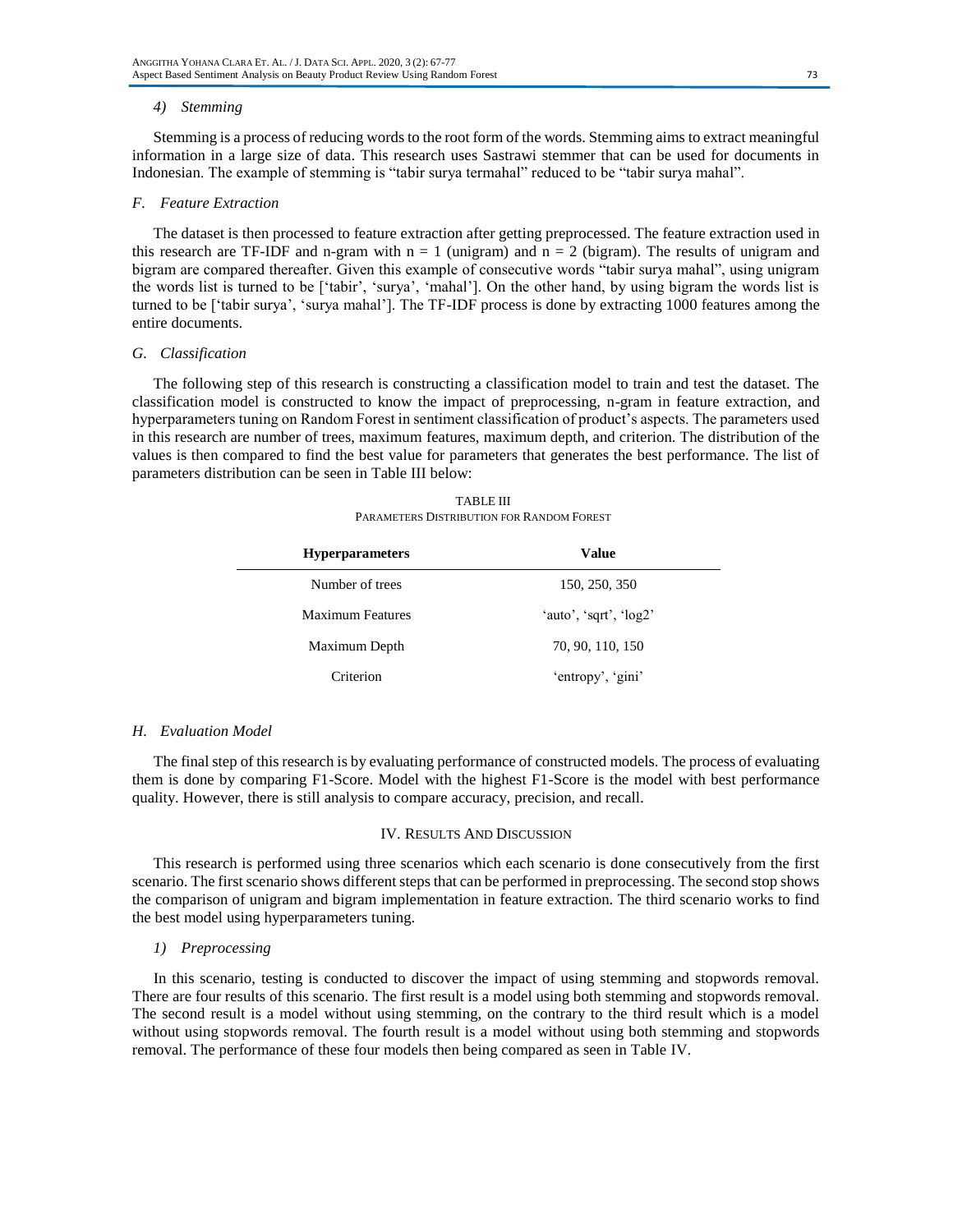#### 4) Stemming

Stemming is a process of reducing words to the root form of the words. Stemming aims to extract meaningful information in a large size of data. This research uses Sastrawi stemmer that can be used for documents in Indonesian. The example of stemming is "tabir surya termahal" reduced to be "tabir surya mahal".

### F. Feature Extraction

The dataset is then processed to feature extraction after getting preprocessed. The feature extraction used in this research are TF-IDF and n-gram with $n = 1$ (unigram) and $n = 2$ (bigram). The results of unigram and bigram are compared thereafter. Given this example of consecutive words "tabir surya mahal", using unigram the words list is turned to be ['tabir', 'surya', 'mahal']. On the other hand, by using bigram the words list is turned to be ['tabir surya', 'surya mahal']. The TF-IDF process is done by extracting 1000 features among the entire documents.

### G. Classification

The following step of this research is constructing a classification model to train and test the dataset. The classification model is constructed to know the impact of preprocessing, n-gram in feature extraction, and hyperparameters tuning on Random Forest in sentiment classification of product's aspects. The parameters used in this research are number of trees, maximum features, maximum depth, and criterion. The distribution of the values is then compared to find the best value for parameters that generates the best performance. The list of parameters distribution can be seen in Table III below:

TABLE III
PARAMETERS DISTRIBUTION FOR RANDOM FOREST

| Hyperparameters | Value |
|---|---|
| Number of trees | 150, 250, 350 |
| Maximum Features | 'auto', 'sqrt', 'log2' |
| Maximum Depth | 70, 90, 110, 150 |
| Criterion | 'entropy', 'gini' |

### H. Evaluation Model

The final step of this research is by evaluating performance of constructed models. The process of evaluating them is done by comparing F1-Score. Model with the highest F1-Score is the model with best performance quality. However, there is still analysis to compare accuracy, precision, and recall.

## IV. Results And Discussion

This research is performed using three scenarios which each scenario is done consecutively from the first scenario. The first scenario shows different steps that can be performed in preprocessing. The second stop shows the comparison of unigram and bigram implementation in feature extraction. The third scenario works to find the best model using hyperparameters tuning.

#### 1) Preprocessing

In this scenario, testing is conducted to discover the impact of using stemming and stopwords removal. There are four results of this scenario. The first result is a model using both stemming and stopwords removal. The second result is a model without using stemming, on the contrary to the third result which is a model without using stopwords removal. The fourth result is a model without using both stemming and stopwords removal. The performance of these four models then being compared as seen in Table IV.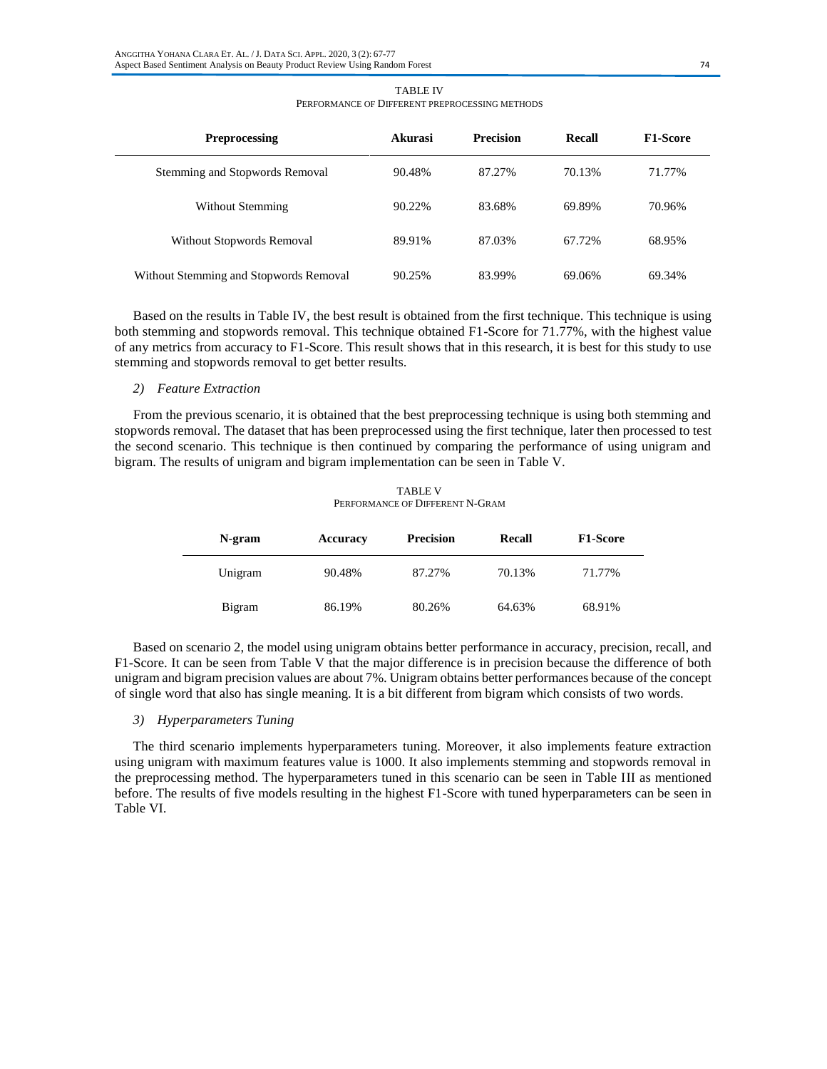TABLE IV
PERFORMANCE OF DIFFERENT PREPROCESSING METHODS

| Preprocessing | Akurasi | Precision | Recall | F1-Score |
|---|---|---|---|---|
| Stemming and Stopwords Removal | 90.48% | 87.27% | 70.13% | 71.77% |
| Without Stemming | 90.22% | 83.68% | 69.89% | 70.96% |
| Without Stopwords Removal | 89.91% | 87.03% | 67.72% | 68.95% |
| Without Stemming and Stopwords Removal | 90.25% | 83.99% | 69.06% | 69.34% |

Based on the results in Table IV, the best result is obtained from the first technique. This technique is using both stemming and stopwords removal. This technique obtained F1-Score for 71.77%, with the highest value of any metrics from accuracy to F1-Score. This result shows that in this research, it is best for this study to use stemming and stopwords removal to get better results.

*2) Feature Extraction*

From the previous scenario, it is obtained that the best preprocessing technique is using both stemming and stopwords removal. The dataset that has been preprocessed using the first technique, later then processed to test the second scenario. This technique is then continued by comparing the performance of using unigram and bigram. The results of unigram and bigram implementation can be seen in Table V.

TABLE V
PERFORMANCE OF DIFFERENT N-GRAM

| N-gram | Accuracy | Precision | Recall | F1-Score |
|---|---|---|---|---|
| Unigram | 90.48% | 87.27% | 70.13% | 71.77% |
| Bigram | 86.19% | 80.26% | 64.63% | 68.91% |

Based on scenario 2, the model using unigram obtains better performance in accuracy, precision, recall, and F1-Score. It can be seen from Table V that the major difference is in precision because the difference of both unigram and bigram precision values are about 7%. Unigram obtains better performances because of the concept of single word that also has single meaning. It is a bit different from bigram which consists of two words.

*3) Hyperparameters Tuning*

The third scenario implements hyperparameters tuning. Moreover, it also implements feature extraction using unigram with maximum features value is 1000. It also implements stemming and stopwords removal in the preprocessing method. The hyperparameters tuned in this scenario can be seen in Table III as mentioned before. The results of five models resulting in the highest F1-Score with tuned hyperparameters can be seen in Table VI.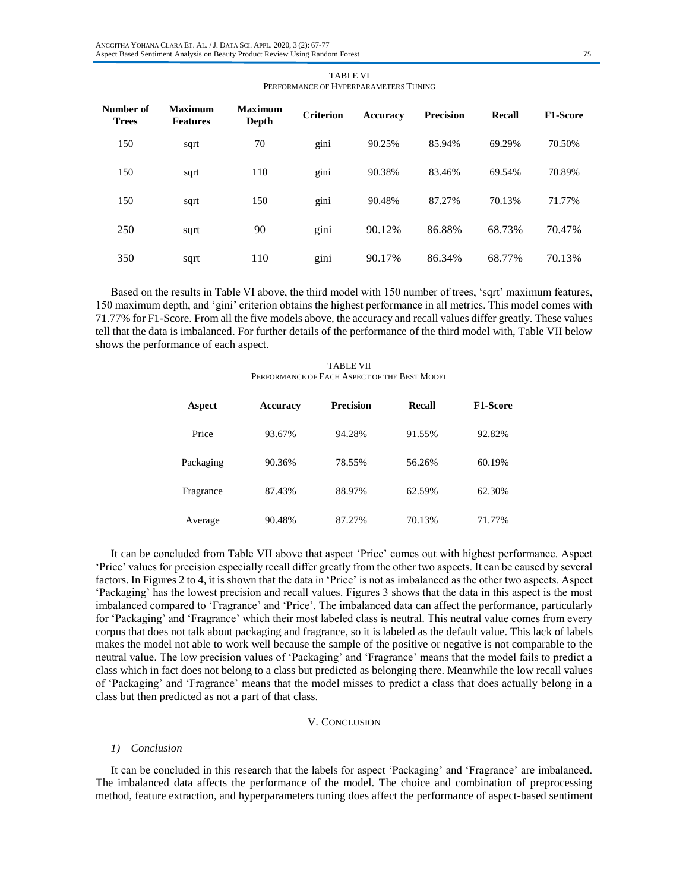TABLE VI
PERFORMANCE OF HYPERPARAMETERS TUNING

| Number of Trees | Maximum Features | Maximum Depth | Criterion | Accuracy | Precision | Recall | F1-Score |
|---|---|---|---|---|---|---|---|
| 150 | sqrt | 70 | gini | 90.25% | 85.94% | 69.29% | 70.50% |
| 150 | sqrt | 110 | gini | 90.38% | 83.46% | 69.54% | 70.89% |
| 150 | sqrt | 150 | gini | 90.48% | 87.27% | 70.13% | 71.77% |
| 250 | sqrt | 90 | gini | 90.12% | 86.88% | 68.73% | 70.47% |
| 350 | sqrt | 110 | gini | 90.17% | 86.34% | 68.77% | 70.13% |

Based on the results in Table VI above, the third model with 150 number of trees, 'sqrt' maximum features, 150 maximum depth, and 'gini' criterion obtains the highest performance in all metrics. This model comes with 71.77% for F1-Score. From all the five models above, the accuracy and recall values differ greatly. These values tell that the data is imbalanced. For further details of the performance of the third model with, Table VII below shows the performance of each aspect.

TABLE VII
PERFORMANCE OF EACH ASPECT OF THE BEST MODEL

| Aspect | Accuracy | Precision | Recall | F1-Score |
|---|---|---|---|---|
| Price | 93.67% | 94.28% | 91.55% | 92.82% |
| Packaging | 90.36% | 78.55% | 56.26% | 60.19% |
| Fragrance | 87.43% | 88.97% | 62.59% | 62.30% |
| Average | 90.48% | 87.27% | 70.13% | 71.77% |

It can be concluded from Table VII above that aspect 'Price' comes out with highest performance. Aspect 'Price' values for precision especially recall differ greatly from the other two aspects. It can be caused by several factors. In Figures 2 to 4, it is shown that the data in 'Price' is not as imbalanced as the other two aspects. Aspect 'Packaging' has the lowest precision and recall values. Figures 3 shows that the data in this aspect is the most imbalanced compared to 'Fragrance' and 'Price'. The imbalanced data can affect the performance, particularly for 'Packaging' and 'Fragrance' which their most labeled class is neutral. This neutral value comes from every corpus that does not talk about packaging and fragrance, so it is labeled as the default value. This lack of labels makes the model not able to work well because the sample of the positive or negative is not comparable to the neutral value. The low precision values of 'Packaging' and 'Fragrance' means that the model fails to predict a class which in fact does not belong to a class but predicted as belonging there. Meanwhile the low recall values of 'Packaging' and 'Fragrance' means that the model misses to predict a class that does actually belong in a class but then predicted as not a part of that class.

## V. CONCLUSION

### *1) Conclusion*

It can be concluded in this research that the labels for aspect 'Packaging' and 'Fragrance' are imbalanced. The imbalanced data affects the performance of the model. The choice and combination of preprocessing method, feature extraction, and hyperparameters tuning does affect the performance of aspect-based sentiment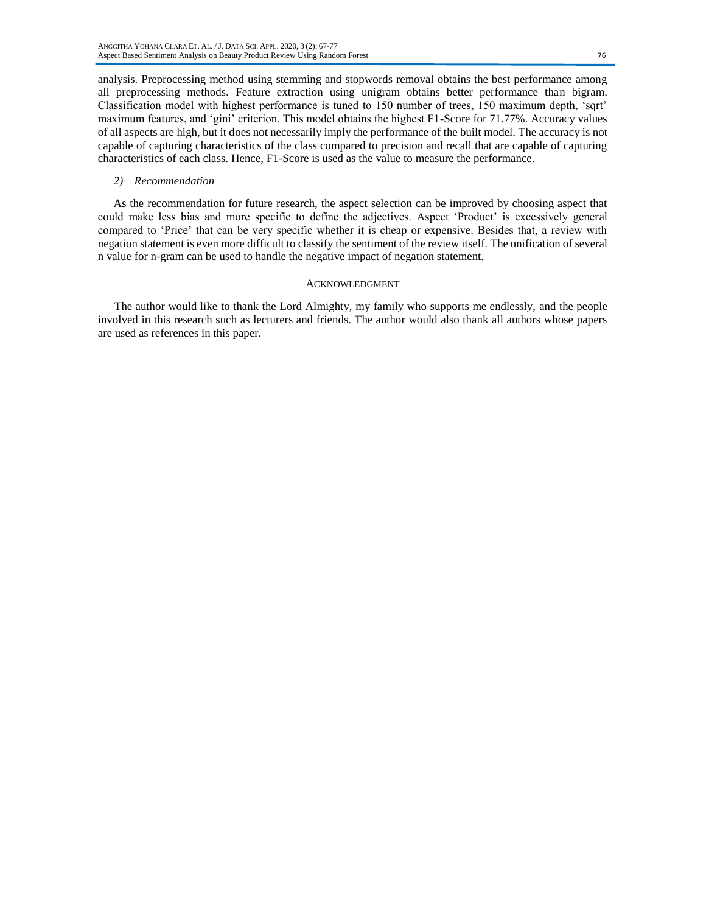analysis. Preprocessing method using stemming and stopwords removal obtains the best performance among all preprocessing methods. Feature extraction using unigram obtains better performance than bigram. Classification model with highest performance is tuned to 150 number of trees, 150 maximum depth, 'sqrt' maximum features, and 'gini' criterion. This model obtains the highest F1-Score for 71.77%. Accuracy values of all aspects are high, but it does not necessarily imply the performance of the built model. The accuracy is not capable of capturing characteristics of the class compared to precision and recall that are capable of capturing characteristics of each class. Hence, F1-Score is used as the value to measure the performance.

*2) Recommendation*

As the recommendation for future research, the aspect selection can be improved by choosing aspect that could make less bias and more specific to define the adjectives. Aspect 'Product' is excessively general compared to 'Price' that can be very specific whether it is cheap or expensive. Besides that, a review with negation statement is even more difficult to classify the sentiment of the review itself. The unification of several n value for n-gram can be used to handle the negative impact of negation statement.

## ACKNOWLEDGMENT

The author would like to thank the Lord Almighty, my family who supports me endlessly, and the people involved in this research such as lecturers and friends. The author would also thank all authors whose papers are used as references in this paper.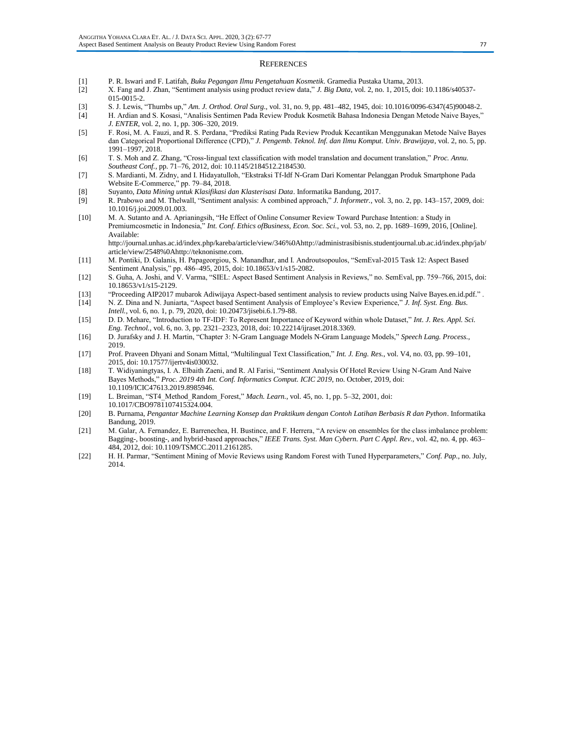## REFERENCES

[1] P. R. Iswari and F. Latifah, *Buku Pegangan Ilmu Pengetahuan Kosmetik*. Gramedia Pustaka Utama, 2013.

[2] X. Fang and J. Zhan, "Sentiment analysis using product review data," *J. Big Data*, vol. 2, no. 1, 2015, doi: 10.1186/s40537-015-0015-2.

[3] S. J. Lewis, "Thumbs up," *Am. J. Orthod. Oral Surg.*, vol. 31, no. 9, pp. 481–482, 1945, doi: 10.1016/0096-6347(45)90048-2.

[4] H. Ardian and S. Kosasi, "Analisis Sentimen Pada Review Produk Kosmetik Bahasa Indonesia Dengan Metode Naive Bayes," *J. ENTER*, vol. 2, no. 1, pp. 306–320, 2019.

[5] F. Rosi, M. A. Fauzi, and R. S. Perdana, "Prediksi Rating Pada Review Produk Kecantikan Menggunakan Metode Naïve Bayes dan Categorical Proportional Difference (CPD)," *J. Pengemb. Teknol. Inf. dan Ilmu Komput. Univ. Brawijaya*, vol. 2, no. 5, pp. 1991–1997, 2018.

[6] T. S. Moh and Z. Zhang, "Cross-lingual text classification with model translation and document translation," *Proc. Annu. Southeast Conf.*, pp. 71–76, 2012, doi: 10.1145/2184512.2184530.

[7] S. Mardianti, M. Zidny, and I. Hidayatulloh, "Ekstraksi Tf-Idf N-Gram Dari Komentar Pelanggan Produk Smartphone Pada Website E-Commerce," pp. 79–84, 2018.

[8] Suyanto, *Data Mining untuk Klasifikasi dan Klasterisasi Data*. Informatika Bandung, 2017.

[9] R. Prabowo and M. Thelwall, "Sentiment analysis: A combined approach," *J. Informetr.*, vol. 3, no. 2, pp. 143–157, 2009, doi: 10.1016/j.joi.2009.01.003.

[10] M. A. Sutanto and A. Aprianingsih, "He Effect of Online Consumer Review Toward Purchase Intention: a Study in Premiumcosmetic in Indonesia," *Int. Conf. Ethics ofBusiness, Econ. Soc. Sci.*, vol. 53, no. 2, pp. 1689–1699, 2016, [Online]. Available: http://journal.unhas.ac.id/index.php/kareba/article/view/346%0Ahttp://administrasibisnis.studentjournal.ub.ac.id/index.php/jab/article/view/2548%0Ahttp://teknonisme.com.

[11] M. Pontiki, D. Galanis, H. Papageorgiou, S. Manandhar, and I. Androutsopoulos, "SemEval-2015 Task 12: Aspect Based Sentiment Analysis," pp. 486–495, 2015, doi: 10.18653/v1/s15-2082.

[12] S. Guha, A. Joshi, and V. Varma, "SIEL: Aspect Based Sentiment Analysis in Reviews," no. SemEval, pp. 759–766, 2015, doi: 10.18653/v1/s15-2129.

[13] "Proceeding AIP2017 mubarok Adiwijaya Aspect-based sentiment analysis to review products using Naïve Bayes.en.id.pdf." .

[14] N. Z. Dina and N. Juniarta, "Aspect based Sentiment Analysis of Employee's Review Experience," *J. Inf. Syst. Eng. Bus. Intell.*, vol. 6, no. 1, p. 79, 2020, doi: 10.20473/jisebi.6.1.79-88.

[15] D. D. Mehare, "Introduction to TF-IDF: To Represent Importance of Keyword within whole Dataset," *Int. J. Res. Appl. Sci. Eng. Technol.*, vol. 6, no. 3, pp. 2321–2323, 2018, doi: 10.22214/ijraset.2018.3369.

[16] D. Jurafsky and J. H. Martin, "Chapter 3: N-Gram Language Models N-Gram Language Models," *Speech Lang. Process.*, 2019.

[17] Prof. Praveen Dhyani and Sonam Mittal, "Multilingual Text Classification," *Int. J. Eng. Res.*, vol. V4, no. 03, pp. 99–101, 2015, doi: 10.17577/ijertv4is030032.

[18] T. Widiyaningtyas, I. A. Elbaith Zaeni, and R. Al Farisi, "Sentiment Analysis Of Hotel Review Using N-Gram And Naive Bayes Methods," *Proc. 2019 4th Int. Conf. Informatics Comput. ICIC 2019*, no. October, 2019, doi: 10.1109/ICIC47613.2019.8985946.

[19] L. Breiman, "ST4_Method_Random_Forest," *Mach. Learn.*, vol. 45, no. 1, pp. 5–32, 2001, doi: 10.1017/CBO9781107415324.004.

[20] B. Purnama, *Pengantar Machine Learning Konsep dan Praktikum dengan Contoh Latihan Berbasis R dan Python*. Informatika Bandung, 2019.

[21] M. Galar, A. Fernandez, E. Barrenechea, H. Bustince, and F. Herrera, "A review on ensembles for the class imbalance problem: Bagging-, boosting-, and hybrid-based approaches," *IEEE Trans. Syst. Man Cybern. Part C Appl. Rev.*, vol. 42, no. 4, pp. 463–484, 2012, doi: 10.1109/TSMCC.2011.2161285.

[22] H. H. Parmar, "Sentiment Mining of Movie Reviews using Random Forest with Tuned Hyperparameters," *Conf. Pap.*, no. July, 2014.